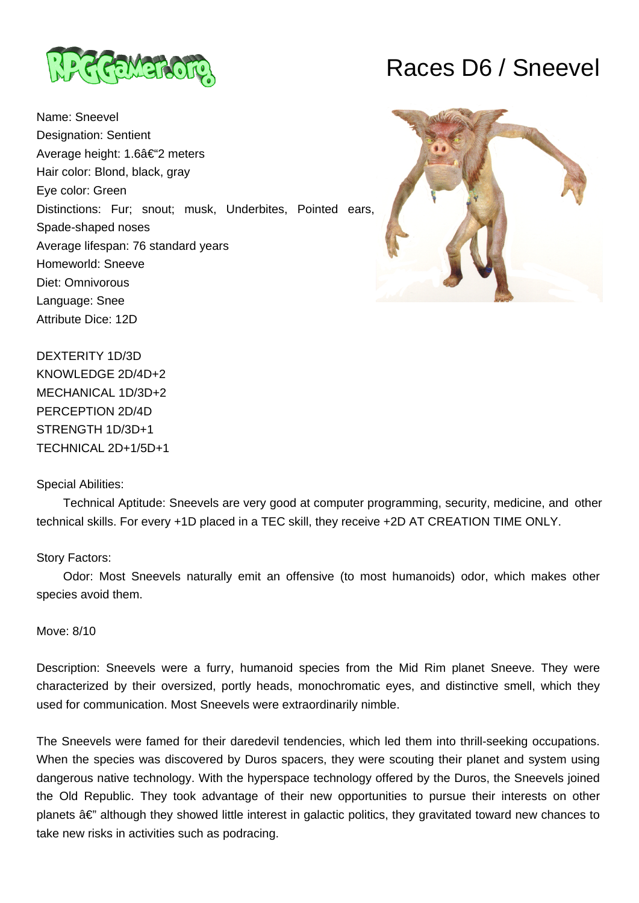# Races D6 / Sneevel

Name: Sneevel
Designation: Sentient
Average height: 1.6â€“2 meters
Hair color: Blond, black, gray
Eye color: Green
Distinctions: Fur; snout; musk, Underbites, Pointed ears, Spade-shaped noses
Average lifespan: 76 standard years
Homeworld: Sneeve
Diet: Omnivorous
Language: Snee
Attribute Dice: 12D

DEXTERITY 1D/3D
KNOWLEDGE 2D/4D+2
MECHANICAL 1D/3D+2
PERCEPTION 2D/4D
STRENGTH 1D/3D+1
TECHNICAL 2D+1/5D+1

Special Abilities:

Technical Aptitude: Sneevels are very good at computer programming, security, medicine, and other technical skills. For every +1D placed in a TEC skill, they receive +2D AT CREATION TIME ONLY.

Story Factors:

Odor: Most Sneevels naturally emit an offensive (to most humanoids) odor, which makes other species avoid them.

Move: 8/10

Description: Sneevels were a furry, humanoid species from the Mid Rim planet Sneeve. They were characterized by their oversized, portly heads, monochromatic eyes, and distinctive smell, which they used for communication. Most Sneevels were extraordinarily nimble.

The Sneevels were famed for their daredevil tendencies, which led them into thrill-seeking occupations. When the species was discovered by Duros spacers, they were scouting their planet and system using dangerous native technology. With the hyperspace technology offered by the Duros, the Sneevels joined the Old Republic. They took advantage of their new opportunities to pursue their interests on other planets â€" although they showed little interest in galactic politics, they gravitated toward new chances to take new risks in activities such as podracing.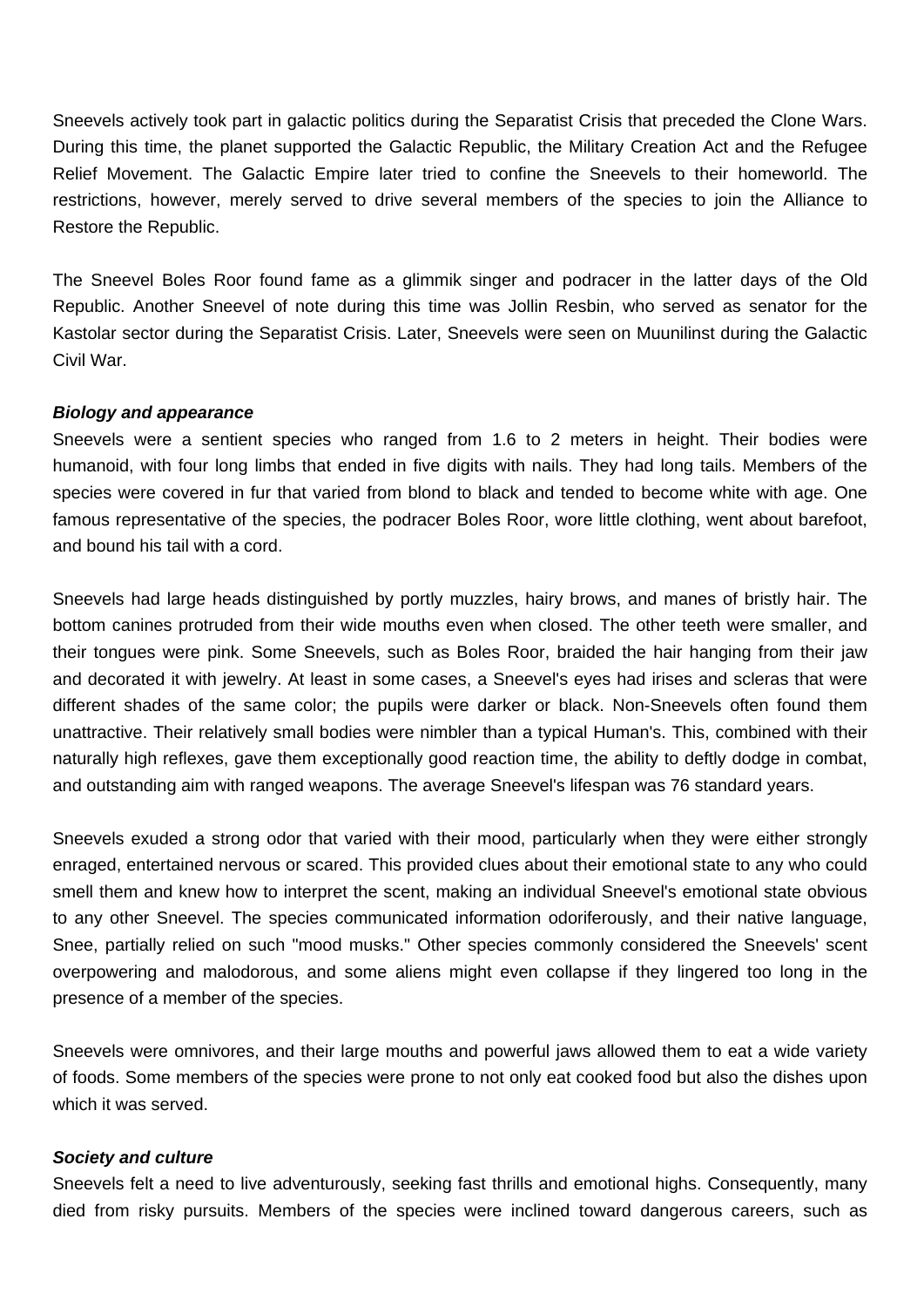Sneevels actively took part in galactic politics during the Separatist Crisis that preceded the Clone Wars. During this time, the planet supported the Galactic Republic, the Military Creation Act and the Refugee Relief Movement. The Galactic Empire later tried to confine the Sneevels to their homeworld. The restrictions, however, merely served to drive several members of the species to join the Alliance to Restore the Republic.

The Sneevel Boles Roor found fame as a glimmik singer and podracer in the latter days of the Old Republic. Another Sneevel of note during this time was Jollin Resbin, who served as senator for the Kastolar sector during the Separatist Crisis. Later, Sneevels were seen on Muunilinst during the Galactic Civil War.

***Biology and appearance***

Sneevels were a sentient species who ranged from 1.6 to 2 meters in height. Their bodies were humanoid, with four long limbs that ended in five digits with nails. They had long tails. Members of the species were covered in fur that varied from blond to black and tended to become white with age. One famous representative of the species, the podracer Boles Roor, wore little clothing, went about barefoot, and bound his tail with a cord.

Sneevels had large heads distinguished by portly muzzles, hairy brows, and manes of bristly hair. The bottom canines protruded from their wide mouths even when closed. The other teeth were smaller, and their tongues were pink. Some Sneevels, such as Boles Roor, braided the hair hanging from their jaw and decorated it with jewelry. At least in some cases, a Sneevel's eyes had irises and scleras that were different shades of the same color; the pupils were darker or black. Non-Sneevels often found them unattractive. Their relatively small bodies were nimbler than a typical Human's. This, combined with their naturally high reflexes, gave them exceptionally good reaction time, the ability to deftly dodge in combat, and outstanding aim with ranged weapons. The average Sneevel's lifespan was 76 standard years.

Sneevels exuded a strong odor that varied with their mood, particularly when they were either strongly enraged, entertained nervous or scared. This provided clues about their emotional state to any who could smell them and knew how to interpret the scent, making an individual Sneevel's emotional state obvious to any other Sneevel. The species communicated information odoriferously, and their native language, Snee, partially relied on such "mood musks." Other species commonly considered the Sneevels' scent overpowering and malodorous, and some aliens might even collapse if they lingered too long in the presence of a member of the species.

Sneevels were omnivores, and their large mouths and powerful jaws allowed them to eat a wide variety of foods. Some members of the species were prone to not only eat cooked food but also the dishes upon which it was served.

***Society and culture***

Sneevels felt a need to live adventurously, seeking fast thrills and emotional highs. Consequently, many died from risky pursuits. Members of the species were inclined toward dangerous careers, such as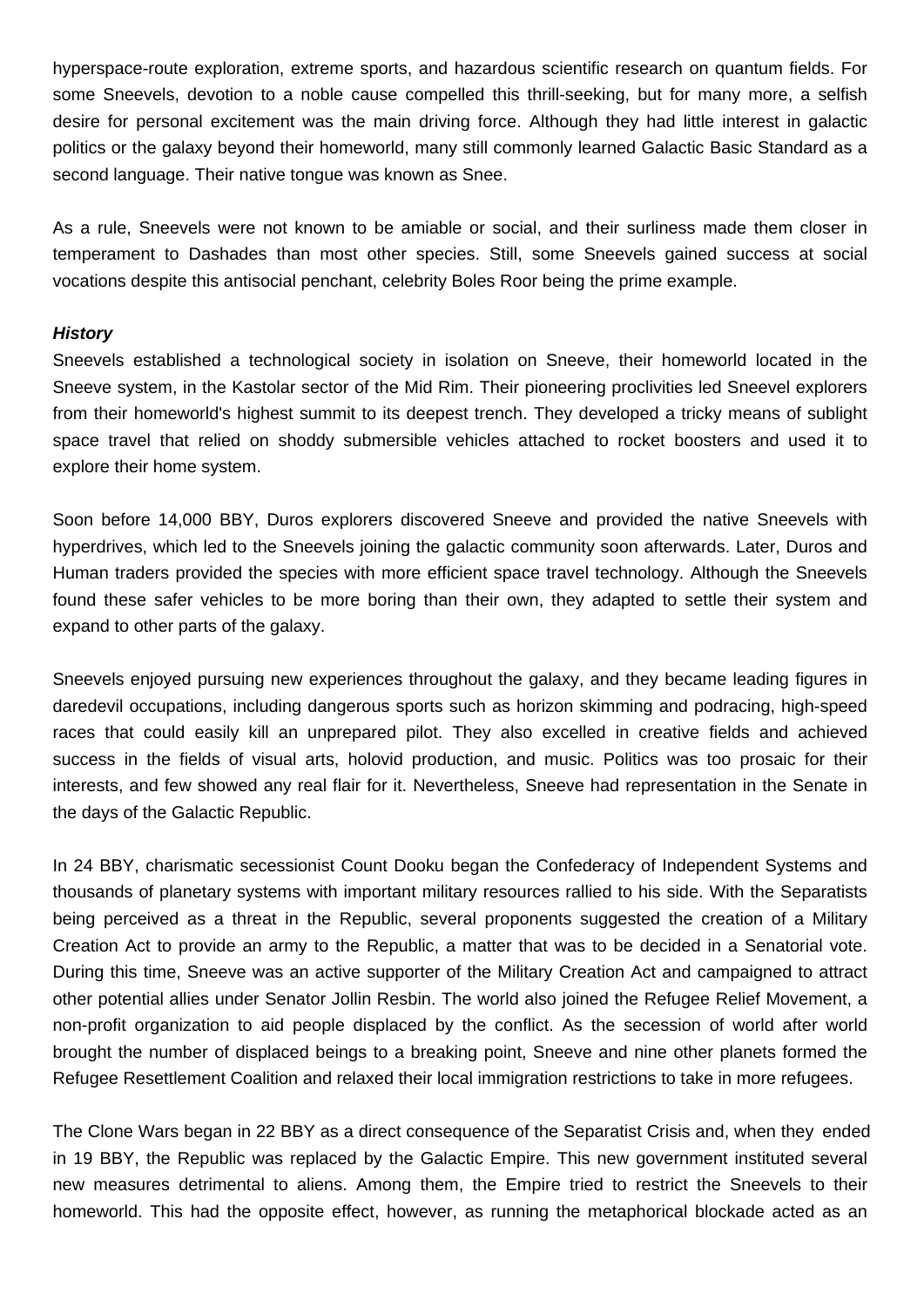hyperspace-route exploration, extreme sports, and hazardous scientific research on quantum fields. For some Sneevels, devotion to a noble cause compelled this thrill-seeking, but for many more, a selfish desire for personal excitement was the main driving force. Although they had little interest in galactic politics or the galaxy beyond their homeworld, many still commonly learned Galactic Basic Standard as a second language. Their native tongue was known as Snee.

As a rule, Sneevels were not known to be amiable or social, and their surliness made them closer in temperament to Dashades than most other species. Still, some Sneevels gained success at social vocations despite this antisocial penchant, celebrity Boles Roor being the prime example.

***History***

Sneevels established a technological society in isolation on Sneeve, their homeworld located in the Sneeve system, in the Kastolar sector of the Mid Rim. Their pioneering proclivities led Sneevel explorers from their homeworld's highest summit to its deepest trench. They developed a tricky means of sublight space travel that relied on shoddy submersible vehicles attached to rocket boosters and used it to explore their home system.

Soon before 14,000 BBY, Duros explorers discovered Sneeve and provided the native Sneevels with hyperdrives, which led to the Sneevels joining the galactic community soon afterwards. Later, Duros and Human traders provided the species with more efficient space travel technology. Although the Sneevels found these safer vehicles to be more boring than their own, they adapted to settle their system and expand to other parts of the galaxy.

Sneevels enjoyed pursuing new experiences throughout the galaxy, and they became leading figures in daredevil occupations, including dangerous sports such as horizon skimming and podracing, high-speed races that could easily kill an unprepared pilot. They also excelled in creative fields and achieved success in the fields of visual arts, holovid production, and music. Politics was too prosaic for their interests, and few showed any real flair for it. Nevertheless, Sneeve had representation in the Senate in the days of the Galactic Republic.

In 24 BBY, charismatic secessionist Count Dooku began the Confederacy of Independent Systems and thousands of planetary systems with important military resources rallied to his side. With the Separatists being perceived as a threat in the Republic, several proponents suggested the creation of a Military Creation Act to provide an army to the Republic, a matter that was to be decided in a Senatorial vote. During this time, Sneeve was an active supporter of the Military Creation Act and campaigned to attract other potential allies under Senator Jollin Resbin. The world also joined the Refugee Relief Movement, a non-profit organization to aid people displaced by the conflict. As the secession of world after world brought the number of displaced beings to a breaking point, Sneeve and nine other planets formed the Refugee Resettlement Coalition and relaxed their local immigration restrictions to take in more refugees.

The Clone Wars began in 22 BBY as a direct consequence of the Separatist Crisis and, when they ended in 19 BBY, the Republic was replaced by the Galactic Empire. This new government instituted several new measures detrimental to aliens. Among them, the Empire tried to restrict the Sneevels to their homeworld. This had the opposite effect, however, as running the metaphorical blockade acted as an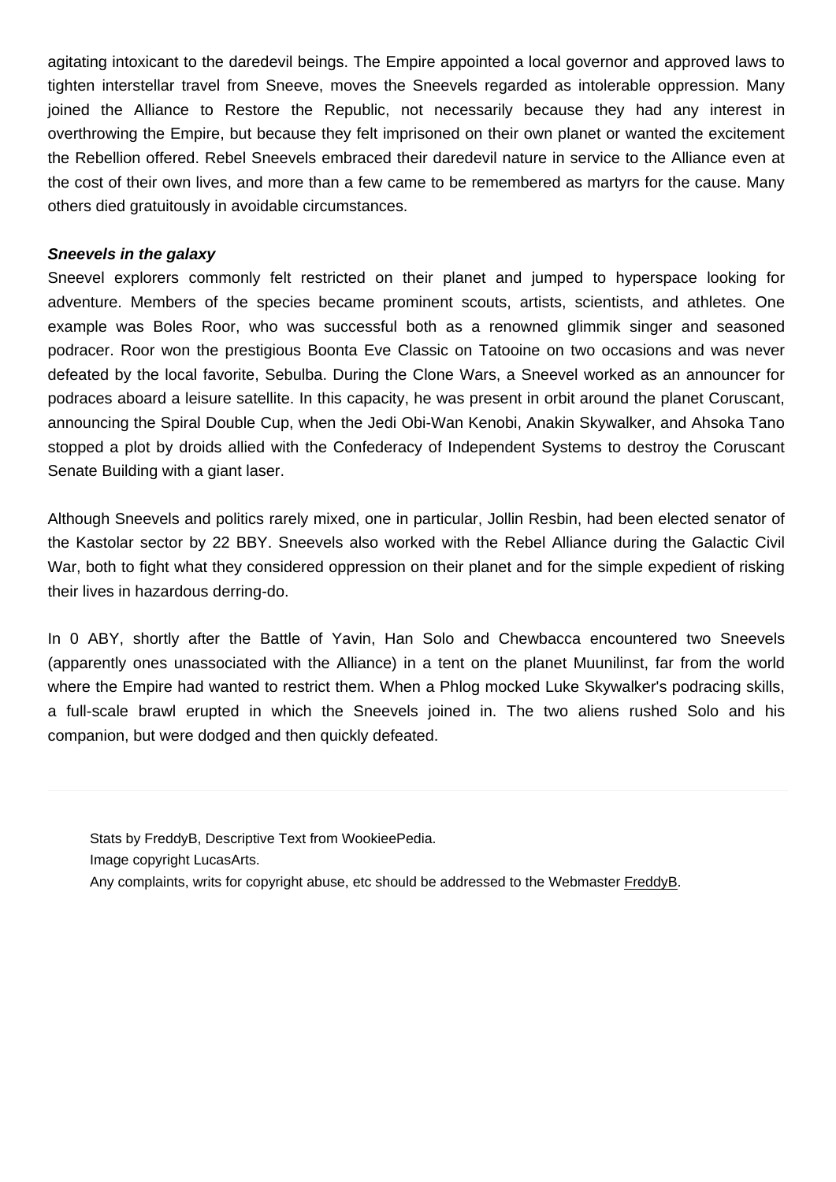agitating intoxicant to the daredevil beings. The Empire appointed a local governor and approved laws to tighten interstellar travel from Sneeve, moves the Sneevels regarded as intolerable oppression. Many joined the Alliance to Restore the Republic, not necessarily because they had any interest in overthrowing the Empire, but because they felt imprisoned on their own planet or wanted the excitement the Rebellion offered. Rebel Sneevels embraced their daredevil nature in service to the Alliance even at the cost of their own lives, and more than a few came to be remembered as martyrs for the cause. Many others died gratuitously in avoidable circumstances.

***Sneevels in the galaxy***

Sneevel explorers commonly felt restricted on their planet and jumped to hyperspace looking for adventure. Members of the species became prominent scouts, artists, scientists, and athletes. One example was Boles Roor, who was successful both as a renowned glimmik singer and seasoned podracer. Roor won the prestigious Boonta Eve Classic on Tatooine on two occasions and was never defeated by the local favorite, Sebulba. During the Clone Wars, a Sneevel worked as an announcer for podraces aboard a leisure satellite. In this capacity, he was present in orbit around the planet Coruscant, announcing the Spiral Double Cup, when the Jedi Obi-Wan Kenobi, Anakin Skywalker, and Ahsoka Tano stopped a plot by droids allied with the Confederacy of Independent Systems to destroy the Coruscant Senate Building with a giant laser.

Although Sneevels and politics rarely mixed, one in particular, Jollin Resbin, had been elected senator of the Kastolar sector by 22 BBY. Sneevels also worked with the Rebel Alliance during the Galactic Civil War, both to fight what they considered oppression on their planet and for the simple expedient of risking their lives in hazardous derring-do.

In 0 ABY, shortly after the Battle of Yavin, Han Solo and Chewbacca encountered two Sneevels (apparently ones unassociated with the Alliance) in a tent on the planet Muunilinst, far from the world where the Empire had wanted to restrict them. When a Phlog mocked Luke Skywalker's podracing skills, a full-scale brawl erupted in which the Sneevels joined in. The two aliens rushed Solo and his companion, but were dodged and then quickly defeated.

---

Stats by FreddyB, Descriptive Text from WookieePedia.
Image copyright LucasArts.
Any complaints, writs for copyright abuse, etc should be addressed to the Webmaster FreddyB.